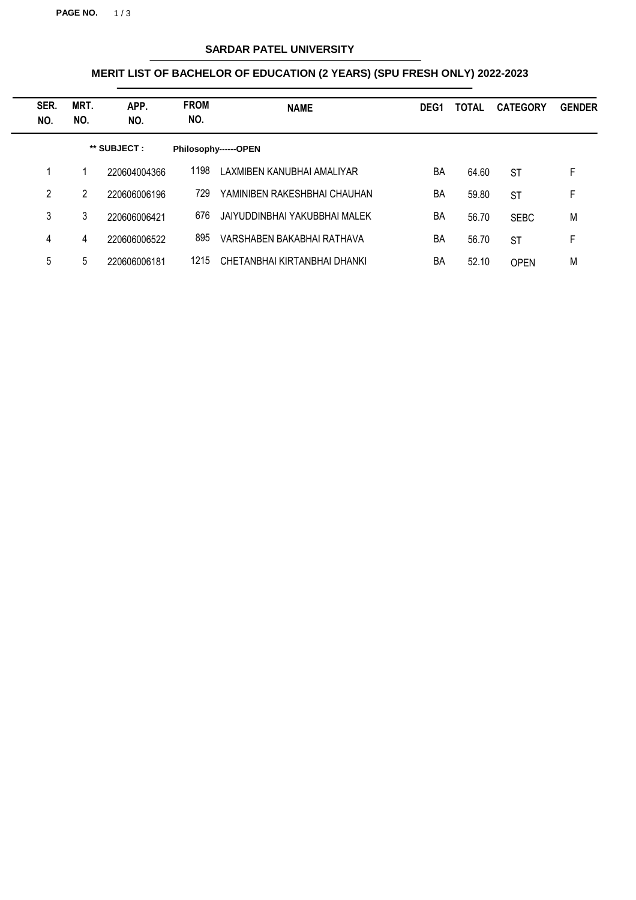# SARDAR PATEL UNIVERSITY

## MERIT LIST OF BACHELOR OF EDUCATION (2 YEARS) (SPU FRESH ONLY) 2022-2023

| SER. NO. | MRT. NO. | APP. NO. | FROM NO. | NAME | DEG1 | TOTAL | CATEGORY | GENDER |
|---|---|---|---|---|---|---|---|---|
| | | ** SUBJECT : | Philosophy------OPEN | | | | | |
| 1 | 1 | 220604004366 | 1198 | LAXMIBEN KANUBHAI AMALIYAR | BA | 64.60 | ST | F |
| 2 | 2 | 220606006196 | 729 | YAMINIBEN RAKESHBHAI CHAUHAN | BA | 59.80 | ST | F |
| 3 | 3 | 220606006421 | 676 | JAIYUDDINBHAI YAKUBBHAI MALEK | BA | 56.70 | SEBC | M |
| 4 | 4 | 220606006522 | 895 | VARSHABEN BAKABHAI RATHAVA | BA | 56.70 | ST | F |
| 5 | 5 | 220606006181 | 1215 | CHETANBHAI KIRTANBHAI DHANKI | BA | 52.10 | OPEN | M |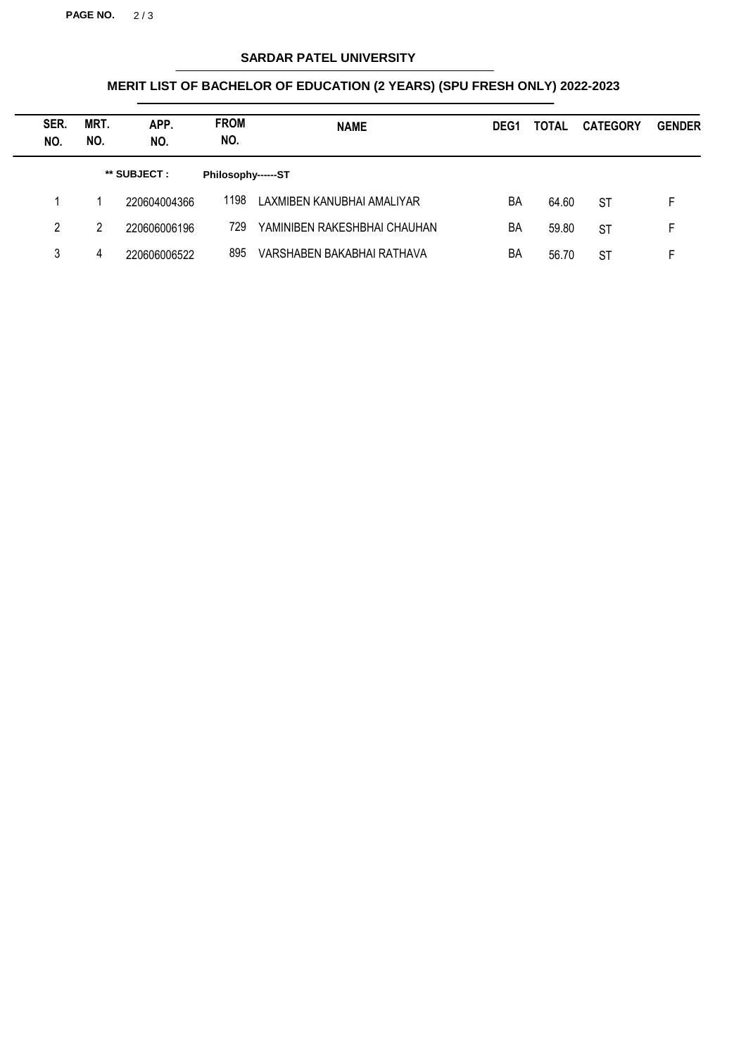## SARDAR PATEL UNIVERSITY

### MERIT LIST OF BACHELOR OF EDUCATION (2 YEARS) (SPU FRESH ONLY) 2022-2023

| SER. NO. | MRT. NO. | APP. NO. | FROM NO. | NAME | DEG1 | TOTAL | CATEGORY | GENDER |
|---|---|---|---|---|---|---|---|---|
| | | ** SUBJECT : | Philosophy------ST | | | | | |
| 1 | 1 | 220604004366 | 1198 | LAXMIBEN KANUBHAI AMALIYAR | BA | 64.60 | ST | F |
| 2 | 2 | 220606006196 | 729 | YAMINIBEN RAKESHBHAI CHAUHAN | BA | 59.80 | ST | F |
| 3 | 4 | 220606006522 | 895 | VARSHABEN BAKABHAI RATHAVA | BA | 56.70 | ST | F |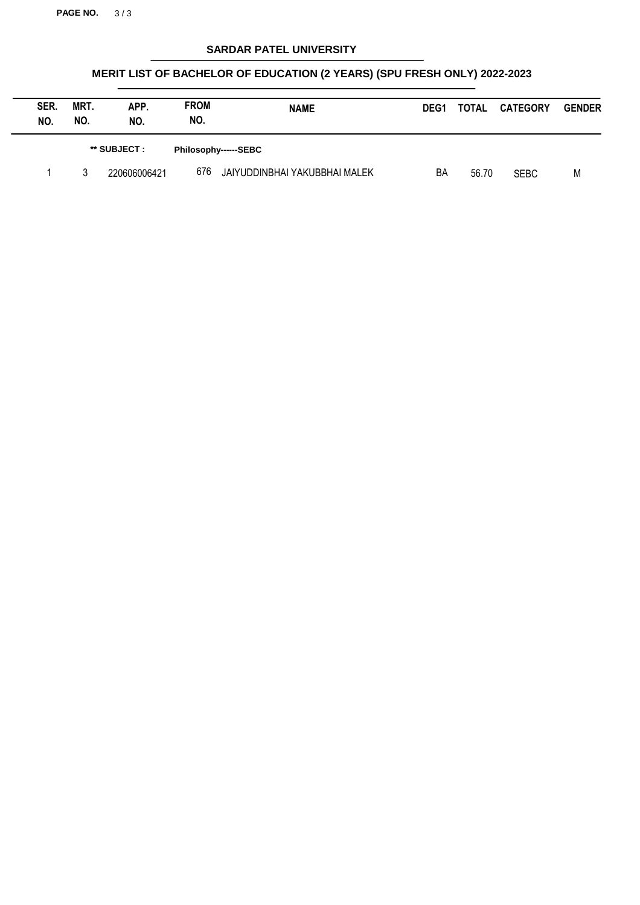## SARDAR PATEL UNIVERSITY

### MERIT LIST OF BACHELOR OF EDUCATION (2 YEARS) (SPU FRESH ONLY) 2022-2023

| SER. NO. | MRT. NO. | APP. NO. | FROM NO. | NAME | DEG1 | TOTAL | CATEGORY | GENDER |
|---|---|---|---|---|---|---|---|---|
| | | ** SUBJECT : | Philosophy------SEBC | | | | | |
| 1 | 3 | 220606006421 | 676 | JAIYUDDINBHAI YAKUBBHAI MALEK | BA | 56.70 | SEBC | M |